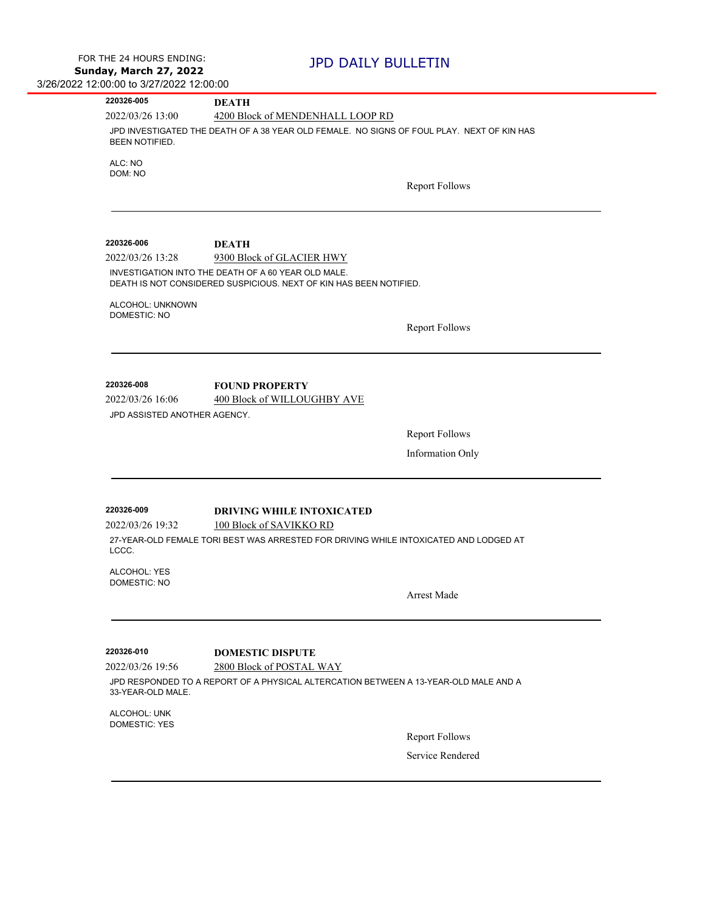# JPD DAILY BULLETIN

FOR THE 24 HOURS ENDING:
**Sunday, March 27, 2022**
3/26/2022 12:00:00 to 3/27/2022 12:00:00

---

**220326-005** **DEATH**

2022/03/26 13:00 — 4200 Block of MENDENHALL LOOP RD

JPD INVESTIGATED THE DEATH OF A 38 YEAR OLD FEMALE. NO SIGNS OF FOUL PLAY. NEXT OF KIN HAS BEEN NOTIFIED.

ALC: NO
DOM: NO

Report Follows

---

**220326-006** **DEATH**

2022/03/26 13:28 — 9300 Block of GLACIER HWY

INVESTIGATION INTO THE DEATH OF A 60 YEAR OLD MALE.
DEATH IS NOT CONSIDERED SUSPICIOUS. NEXT OF KIN HAS BEEN NOTIFIED.

ALCOHOL: UNKNOWN
DOMESTIC: NO

Report Follows

---

**220326-008** **FOUND PROPERTY**

2022/03/26 16:06 — 400 Block of WILLOUGHBY AVE

JPD ASSISTED ANOTHER AGENCY.

Report Follows

Information Only

---

**220326-009** **DRIVING WHILE INTOXICATED**

2022/03/26 19:32 — 100 Block of SAVIKKO RD

27-YEAR-OLD FEMALE TORI BEST WAS ARRESTED FOR DRIVING WHILE INTOXICATED AND LODGED AT LCCC.

ALCOHOL: YES
DOMESTIC: NO

Arrest Made

---

**220326-010** **DOMESTIC DISPUTE**

2022/03/26 19:56 — 2800 Block of POSTAL WAY

JPD RESPONDED TO A REPORT OF A PHYSICAL ALTERCATION BETWEEN A 13-YEAR-OLD MALE AND A 33-YEAR-OLD MALE.

ALCOHOL: UNK
DOMESTIC: YES

Report Follows

Service Rendered

---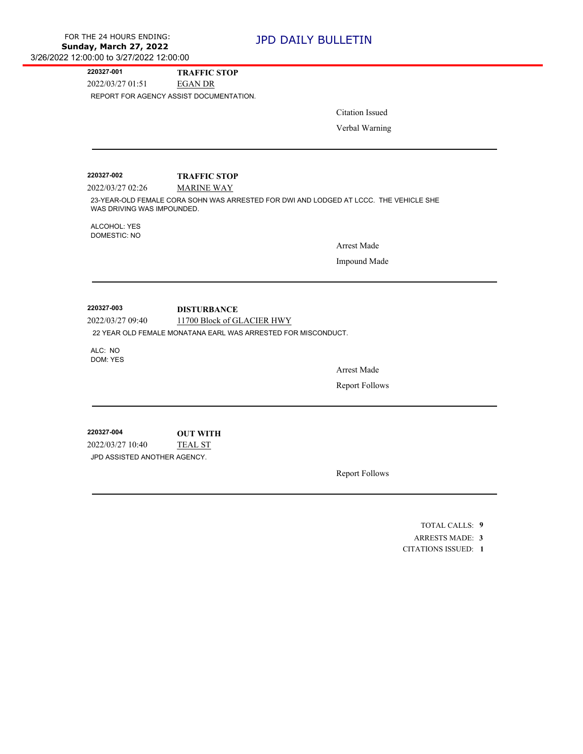FOR THE 24 HOURS ENDING:
**Sunday, March 27, 2022**
3/26/2022 12:00:00 to 3/27/2022 12:00:00

# JPD DAILY BULLETIN

---

**220327-001** **TRAFFIC STOP**
2022/03/27 01:51 EGAN DR

REPORT FOR AGENCY ASSIST DOCUMENTATION.

Citation Issued

Verbal Warning

---

**220327-002** **TRAFFIC STOP**
2022/03/27 02:26 MARINE WAY

23-YEAR-OLD FEMALE CORA SOHN WAS ARRESTED FOR DWI AND LODGED AT LCCC. THE VEHICLE SHE WAS DRIVING WAS IMPOUNDED.

ALCOHOL: YES
DOMESTIC: NO

Arrest Made

Impound Made

---

**220327-003** **DISTURBANCE**
2022/03/27 09:40 11700 Block of GLACIER HWY

22 YEAR OLD FEMALE MONATANA EARL WAS ARRESTED FOR MISCONDUCT.

ALC: NO
DOM: YES

Arrest Made

Report Follows

---

**220327-004** **OUT WITH**
2022/03/27 10:40 TEAL ST

JPD ASSISTED ANOTHER AGENCY.

Report Follows

---

TOTAL CALLS: **9**

ARRESTS MADE: **3**

CITATIONS ISSUED: **1**